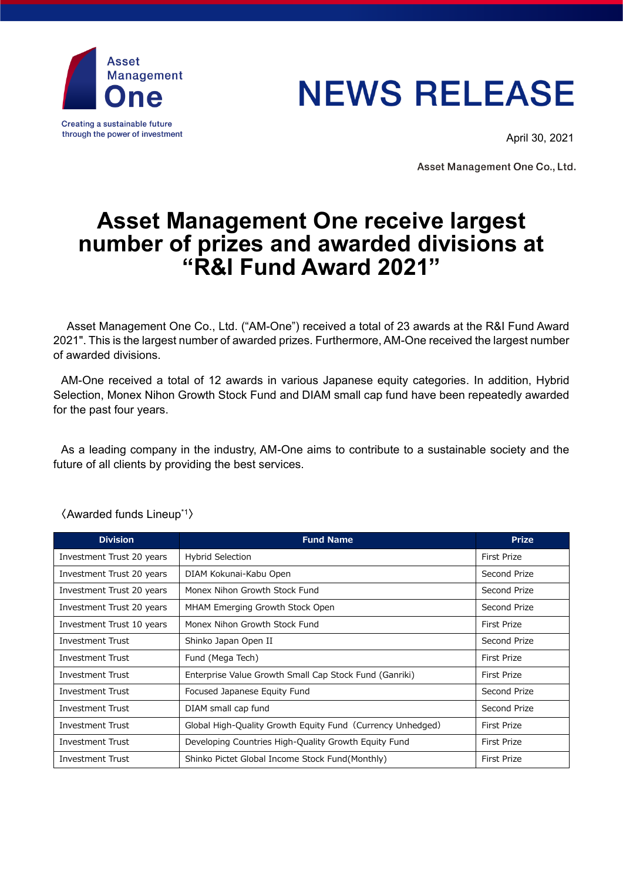Asset Management One

Creating a sustainable future through the power of investment

# NEWS RELEASE

April 30, 2021

Asset Management One Co., Ltd.

# Asset Management One receive largest number of prizes and awarded divisions at "R&I Fund Award 2021"

Asset Management One Co., Ltd. ("AM-One") received a total of 23 awards at the R&I Fund Award 2021". This is the largest number of awarded prizes. Furthermore, AM-One received the largest number of awarded divisions.

AM-One received a total of 12 awards in various Japanese equity categories. In addition, Hybrid Selection, Monex Nihon Growth Stock Fund and DIAM small cap fund have been repeatedly awarded for the past four years.

As a leading company in the industry, AM-One aims to contribute to a sustainable society and the future of all clients by providing the best services.

〈Awarded funds Lineup[*1]〉

| Division | Fund Name | Prize |
|---|---|---|
| Investment Trust 20 years | Hybrid Selection | First Prize |
| Investment Trust 20 years | DIAM Kokunai-Kabu Open | Second Prize |
| Investment Trust 20 years | Monex Nihon Growth Stock Fund | Second Prize |
| Investment Trust 20 years | MHAM Emerging Growth Stock Open | Second Prize |
| Investment Trust 10 years | Monex Nihon Growth Stock Fund | First Prize |
| Investment Trust | Shinko Japan Open II | Second Prize |
| Investment Trust | Fund (Mega Tech) | First Prize |
| Investment Trust | Enterprise Value Growth Small Cap Stock Fund (Ganriki) | First Prize |
| Investment Trust | Focused Japanese Equity Fund | Second Prize |
| Investment Trust | DIAM small cap fund | Second Prize |
| Investment Trust | Global High-Quality Growth Equity Fund（Currency Unhedged) | First Prize |
| Investment Trust | Developing Countries High-Quality Growth Equity Fund | First Prize |
| Investment Trust | Shinko Pictet Global Income Stock Fund(Monthly) | First Prize |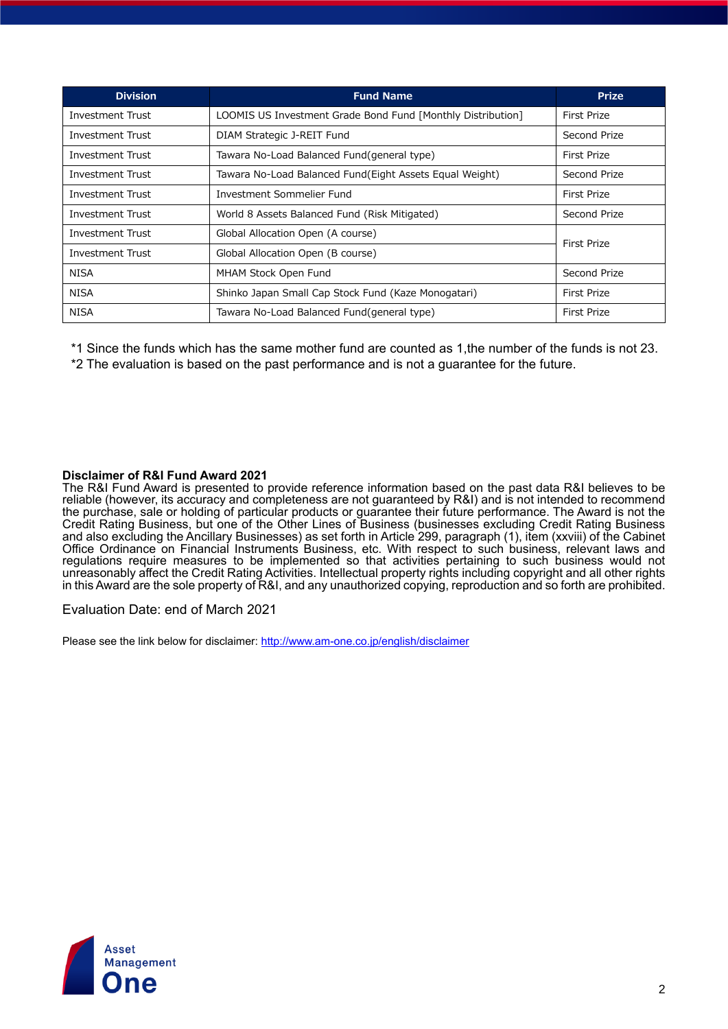| Division | Fund Name | Prize |
|---|---|---|
| Investment Trust | LOOMIS US Investment Grade Bond Fund [Monthly Distribution] | First Prize |
| Investment Trust | DIAM Strategic J-REIT Fund | Second Prize |
| Investment Trust | Tawara No-Load Balanced Fund(general type) | First Prize |
| Investment Trust | Tawara No-Load Balanced Fund(Eight Assets Equal Weight) | Second Prize |
| Investment Trust | Investment Sommelier Fund | First Prize |
| Investment Trust | World 8 Assets Balanced Fund (Risk Mitigated) | Second Prize |
| Investment Trust | Global Allocation Open (A course) | First Prize |
| Investment Trust | Global Allocation Open (B course) | |
| NISA | MHAM Stock Open Fund | Second Prize |
| NISA | Shinko Japan Small Cap Stock Fund (Kaze Monogatari) | First Prize |
| NISA | Tawara No-Load Balanced Fund(general type) | First Prize |

*1 Since the funds which has the same mother fund are counted as 1,the number of the funds is not 23.
*2 The evaluation is based on the past performance and is not a guarantee for the future.

**Disclaimer of R&I Fund Award 2021**
The R&I Fund Award is presented to provide reference information based on the past data R&I believes to be reliable (however, its accuracy and completeness are not guaranteed by R&I) and is not intended to recommend the purchase, sale or holding of particular products or guarantee their future performance. The Award is not the Credit Rating Business, but one of the Other Lines of Business (businesses excluding Credit Rating Business and also excluding the Ancillary Businesses) as set forth in Article 299, paragraph (1), item (xxviii) of the Cabinet Office Ordinance on Financial Instruments Business, etc. With respect to such business, relevant laws and regulations require measures to be implemented so that activities pertaining to such business would not unreasonably affect the Credit Rating Activities. Intellectual property rights including copyright and all other rights in this Award are the sole property of R&I, and any unauthorized copying, reproduction and so forth are prohibited.

Evaluation Date: end of March 2021

Please see the link below for disclaimer: http://www.am-one.co.jp/english/disclaimer

Asset Management One